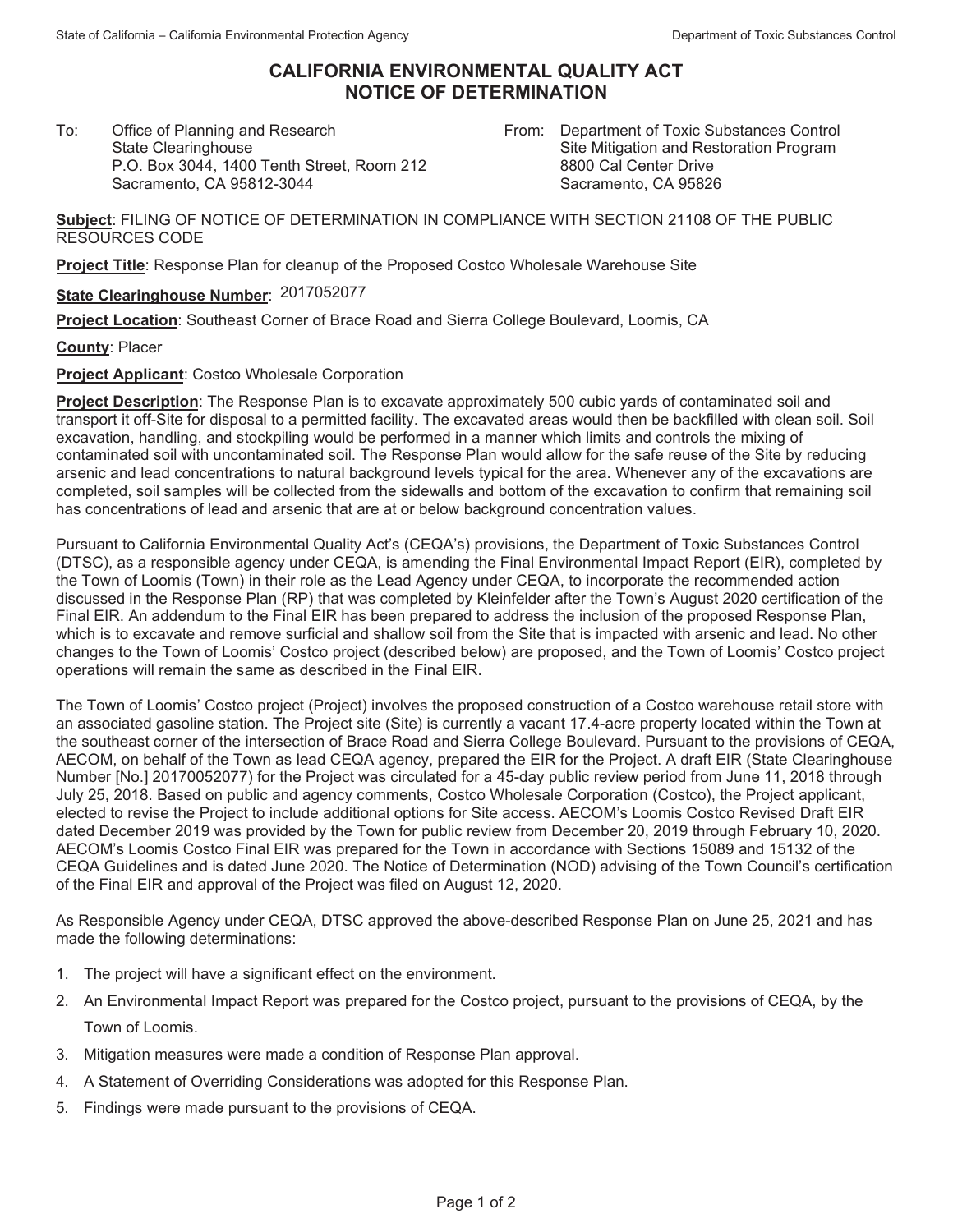# CALIFORNIA ENVIRONMENTAL QUALITY ACT NOTICE OF DETERMINATION

To: Office of Planning and Research
State Clearinghouse
P.O. Box 3044, 1400 Tenth Street, Room 212
Sacramento, CA 95812-3044

From: Department of Toxic Substances Control
Site Mitigation and Restoration Program
8800 Cal Center Drive
Sacramento, CA 95826

**Subject**: FILING OF NOTICE OF DETERMINATION IN COMPLIANCE WITH SECTION 21108 OF THE PUBLIC RESOURCES CODE

**Project Title**: Response Plan for cleanup of the Proposed Costco Wholesale Warehouse Site

**State Clearinghouse Number**: 2017052077

**Project Location**: Southeast Corner of Brace Road and Sierra College Boulevard, Loomis, CA

**County**: Placer

**Project Applicant**: Costco Wholesale Corporation

**Project Description**: The Response Plan is to excavate approximately 500 cubic yards of contaminated soil and transport it off-Site for disposal to a permitted facility. The excavated areas would then be backfilled with clean soil. Soil excavation, handling, and stockpiling would be performed in a manner which limits and controls the mixing of contaminated soil with uncontaminated soil. The Response Plan would allow for the safe reuse of the Site by reducing arsenic and lead concentrations to natural background levels typical for the area. Whenever any of the excavations are completed, soil samples will be collected from the sidewalls and bottom of the excavation to confirm that remaining soil has concentrations of lead and arsenic that are at or below background concentration values.

Pursuant to California Environmental Quality Act's (CEQA's) provisions, the Department of Toxic Substances Control (DTSC), as a responsible agency under CEQA, is amending the Final Environmental Impact Report (EIR), completed by the Town of Loomis (Town) in their role as the Lead Agency under CEQA, to incorporate the recommended action discussed in the Response Plan (RP) that was completed by Kleinfelder after the Town's August 2020 certification of the Final EIR. An addendum to the Final EIR has been prepared to address the inclusion of the proposed Response Plan, which is to excavate and remove surficial and shallow soil from the Site that is impacted with arsenic and lead. No other changes to the Town of Loomis' Costco project (described below) are proposed, and the Town of Loomis' Costco project operations will remain the same as described in the Final EIR.

The Town of Loomis' Costco project (Project) involves the proposed construction of a Costco warehouse retail store with an associated gasoline station. The Project site (Site) is currently a vacant 17.4-acre property located within the Town at the southeast corner of the intersection of Brace Road and Sierra College Boulevard. Pursuant to the provisions of CEQA, AECOM, on behalf of the Town as lead CEQA agency, prepared the EIR for the Project. A draft EIR (State Clearinghouse Number [No.] 20170052077) for the Project was circulated for a 45-day public review period from June 11, 2018 through July 25, 2018. Based on public and agency comments, Costco Wholesale Corporation (Costco), the Project applicant, elected to revise the Project to include additional options for Site access. AECOM's Loomis Costco Revised Draft EIR dated December 2019 was provided by the Town for public review from December 20, 2019 through February 10, 2020. AECOM's Loomis Costco Final EIR was prepared for the Town in accordance with Sections 15089 and 15132 of the CEQA Guidelines and is dated June 2020. The Notice of Determination (NOD) advising of the Town Council's certification of the Final EIR and approval of the Project was filed on August 12, 2020.

As Responsible Agency under CEQA, DTSC approved the above-described Response Plan on June 25, 2021 and has made the following determinations:

1. The project will have a significant effect on the environment.
2. An Environmental Impact Report was prepared for the Costco project, pursuant to the provisions of CEQA, by the Town of Loomis.
3. Mitigation measures were made a condition of Response Plan approval.
4. A Statement of Overriding Considerations was adopted for this Response Plan.
5. Findings were made pursuant to the provisions of CEQA.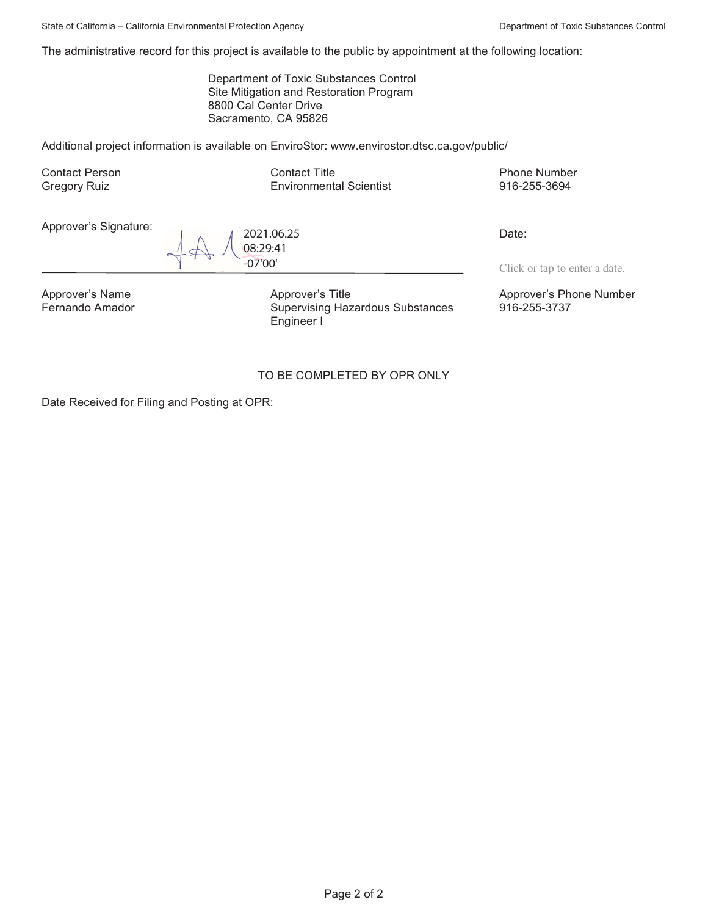The administrative record for this project is available to the public by appointment at the following location:

Department of Toxic Substances Control
Site Mitigation and Restoration Program
8800 Cal Center Drive
Sacramento, CA 95826

Additional project information is available on EnviroStor: www.envirostor.dtsc.ca.gov/public/

| Contact Person | Contact Title | Phone Number |
| --- | --- | --- |
| Gregory Ruiz | Environmental Scientist | 916-255-3694 |

Approver's Signature: 2021.06.25 08:29:41 -07'00'

Date: Click or tap to enter a date.

| Approver's Name | Approver's Title | Approver's Phone Number |
| --- | --- | --- |
| Fernando Amador | Supervising Hazardous Substances Engineer I | 916-255-3737 |

TO BE COMPLETED BY OPR ONLY

Date Received for Filing and Posting at OPR: